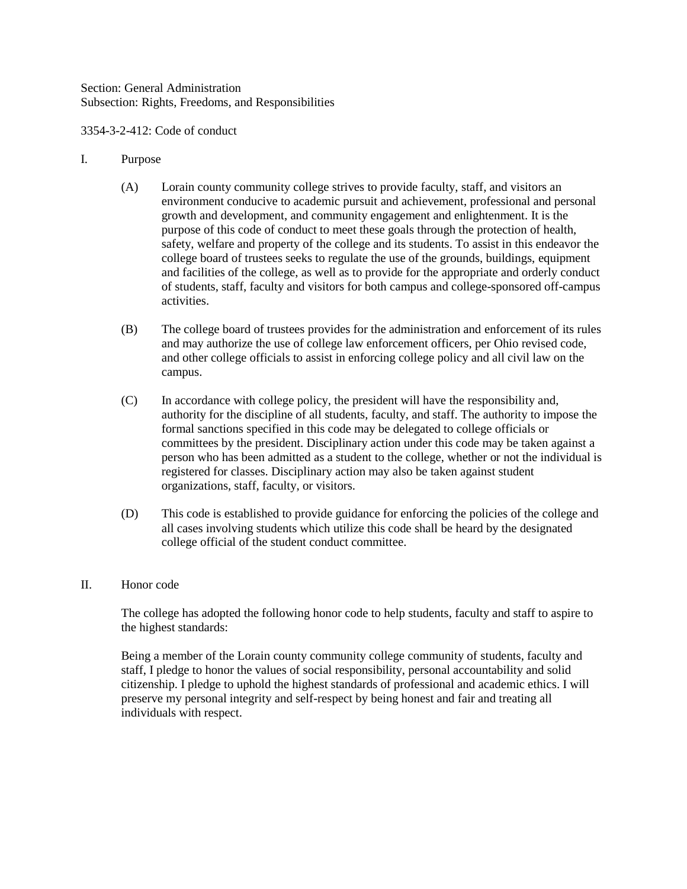Section: General Administration
Subsection: Rights, Freedoms, and Responsibilities

3354-3-2-412: Code of conduct

I. Purpose

(A) Lorain county community college strives to provide faculty, staff, and visitors an environment conducive to academic pursuit and achievement, professional and personal growth and development, and community engagement and enlightenment. It is the purpose of this code of conduct to meet these goals through the protection of health, safety, welfare and property of the college and its students. To assist in this endeavor the college board of trustees seeks to regulate the use of the grounds, buildings, equipment and facilities of the college, as well as to provide for the appropriate and orderly conduct of students, staff, faculty and visitors for both campus and college-sponsored off-campus activities.

(B) The college board of trustees provides for the administration and enforcement of its rules and may authorize the use of college law enforcement officers, per Ohio revised code, and other college officials to assist in enforcing college policy and all civil law on the campus.

(C) In accordance with college policy, the president will have the responsibility and, authority for the discipline of all students, faculty, and staff. The authority to impose the formal sanctions specified in this code may be delegated to college officials or committees by the president. Disciplinary action under this code may be taken against a person who has been admitted as a student to the college, whether or not the individual is registered for classes. Disciplinary action may also be taken against student organizations, staff, faculty, or visitors.

(D) This code is established to provide guidance for enforcing the policies of the college and all cases involving students which utilize this code shall be heard by the designated college official of the student conduct committee.

II. Honor code

The college has adopted the following honor code to help students, faculty and staff to aspire to the highest standards:

Being a member of the Lorain county community college community of students, faculty and staff, I pledge to honor the values of social responsibility, personal accountability and solid citizenship. I pledge to uphold the highest standards of professional and academic ethics. I will preserve my personal integrity and self-respect by being honest and fair and treating all individuals with respect.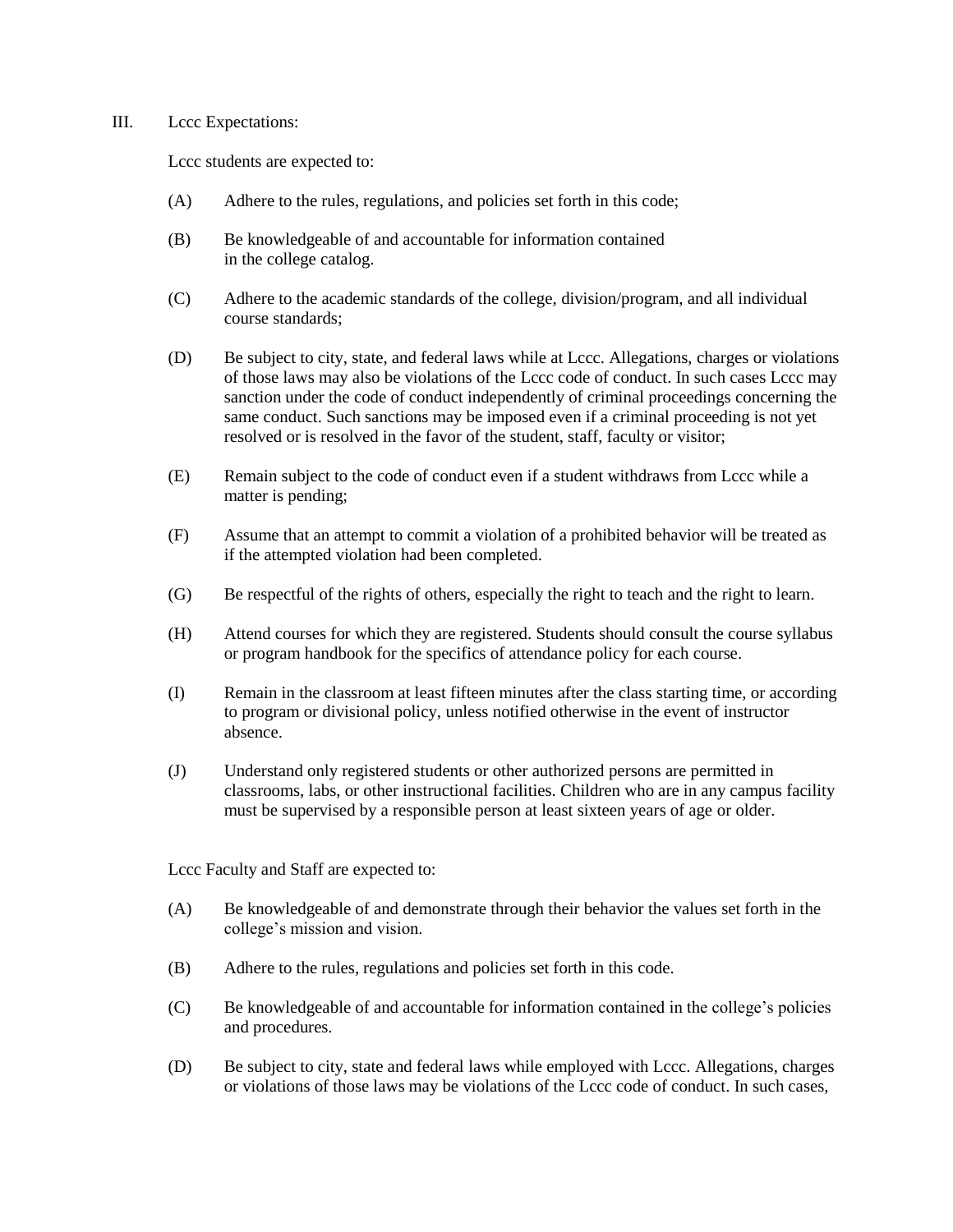III. Lccc Expectations:

Lccc students are expected to:

(A) Adhere to the rules, regulations, and policies set forth in this code;

(B) Be knowledgeable of and accountable for information contained in the college catalog.

(C) Adhere to the academic standards of the college, division/program, and all individual course standards;

(D) Be subject to city, state, and federal laws while at Lccc. Allegations, charges or violations of those laws may also be violations of the Lccc code of conduct. In such cases Lccc may sanction under the code of conduct independently of criminal proceedings concerning the same conduct. Such sanctions may be imposed even if a criminal proceeding is not yet resolved or is resolved in the favor of the student, staff, faculty or visitor;

(E) Remain subject to the code of conduct even if a student withdraws from Lccc while a matter is pending;

(F) Assume that an attempt to commit a violation of a prohibited behavior will be treated as if the attempted violation had been completed.

(G) Be respectful of the rights of others, especially the right to teach and the right to learn.

(H) Attend courses for which they are registered. Students should consult the course syllabus or program handbook for the specifics of attendance policy for each course.

(I) Remain in the classroom at least fifteen minutes after the class starting time, or according to program or divisional policy, unless notified otherwise in the event of instructor absence.

(J) Understand only registered students or other authorized persons are permitted in classrooms, labs, or other instructional facilities. Children who are in any campus facility must be supervised by a responsible person at least sixteen years of age or older.

Lccc Faculty and Staff are expected to:

(A) Be knowledgeable of and demonstrate through their behavior the values set forth in the college's mission and vision.

(B) Adhere to the rules, regulations and policies set forth in this code.

(C) Be knowledgeable of and accountable for information contained in the college's policies and procedures.

(D) Be subject to city, state and federal laws while employed with Lccc. Allegations, charges or violations of those laws may be violations of the Lccc code of conduct. In such cases,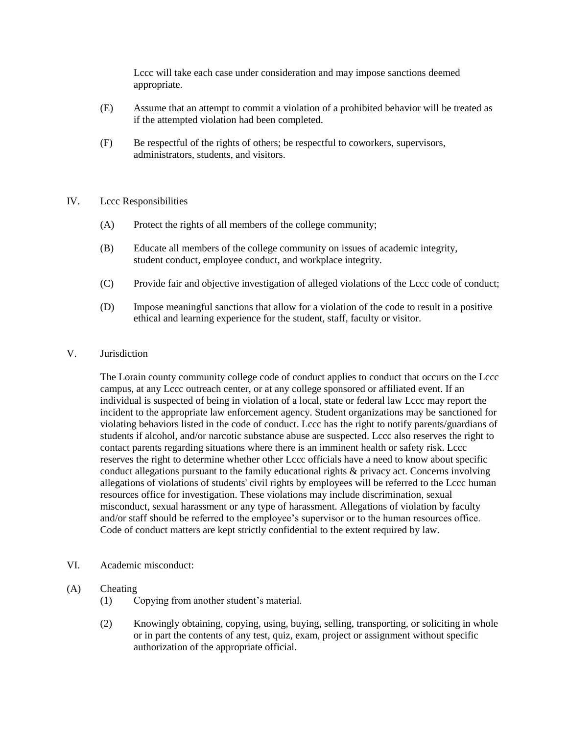Lccc will take each case under consideration and may impose sanctions deemed appropriate.

(E) Assume that an attempt to commit a violation of a prohibited behavior will be treated as if the attempted violation had been completed.

(F) Be respectful of the rights of others; be respectful to coworkers, supervisors, administrators, students, and visitors.

## IV. Lccc Responsibilities

(A) Protect the rights of all members of the college community;

(B) Educate all members of the college community on issues of academic integrity, student conduct, employee conduct, and workplace integrity.

(C) Provide fair and objective investigation of alleged violations of the Lccc code of conduct;

(D) Impose meaningful sanctions that allow for a violation of the code to result in a positive ethical and learning experience for the student, staff, faculty or visitor.

## V. Jurisdiction

The Lorain county community college code of conduct applies to conduct that occurs on the Lccc campus, at any Lccc outreach center, or at any college sponsored or affiliated event. If an individual is suspected of being in violation of a local, state or federal law Lccc may report the incident to the appropriate law enforcement agency. Student organizations may be sanctioned for violating behaviors listed in the code of conduct. Lccc has the right to notify parents/guardians of students if alcohol, and/or narcotic substance abuse are suspected. Lccc also reserves the right to contact parents regarding situations where there is an imminent health or safety risk. Lccc reserves the right to determine whether other Lccc officials have a need to know about specific conduct allegations pursuant to the family educational rights & privacy act. Concerns involving allegations of violations of students' civil rights by employees will be referred to the Lccc human resources office for investigation. These violations may include discrimination, sexual misconduct, sexual harassment or any type of harassment. Allegations of violation by faculty and/or staff should be referred to the employee's supervisor or to the human resources office. Code of conduct matters are kept strictly confidential to the extent required by law.

## VI. Academic misconduct:

(A) Cheating

(1) Copying from another student's material.

(2) Knowingly obtaining, copying, using, buying, selling, transporting, or soliciting in whole or in part the contents of any test, quiz, exam, project or assignment without specific authorization of the appropriate official.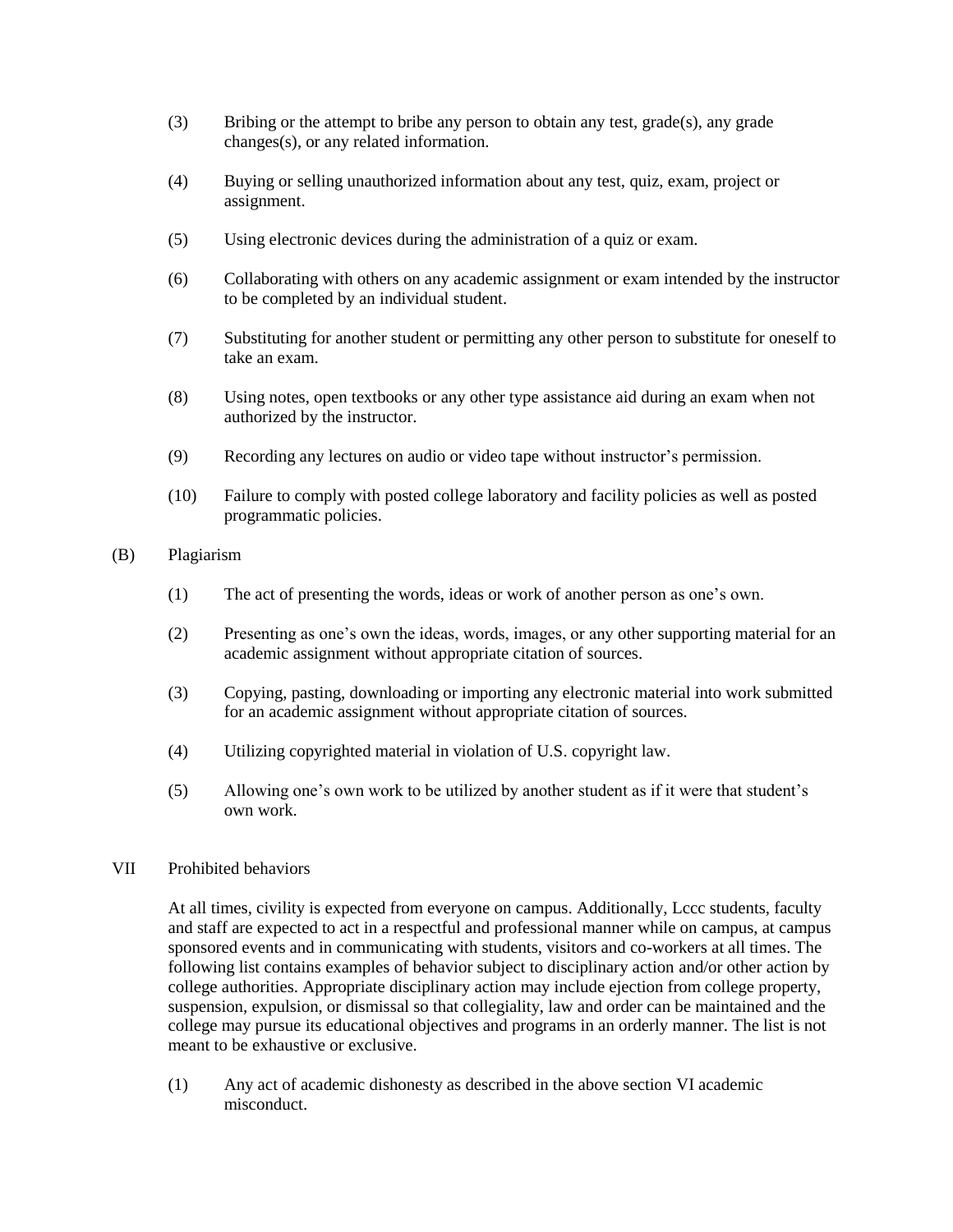(3) Bribing or the attempt to bribe any person to obtain any test, grade(s), any grade changes(s), or any related information.

(4) Buying or selling unauthorized information about any test, quiz, exam, project or assignment.

(5) Using electronic devices during the administration of a quiz or exam.

(6) Collaborating with others on any academic assignment or exam intended by the instructor to be completed by an individual student.

(7) Substituting for another student or permitting any other person to substitute for oneself to take an exam.

(8) Using notes, open textbooks or any other type assistance aid during an exam when not authorized by the instructor.

(9) Recording any lectures on audio or video tape without instructor's permission.

(10) Failure to comply with posted college laboratory and facility policies as well as posted programmatic policies.

(B) Plagiarism

(1) The act of presenting the words, ideas or work of another person as one's own.

(2) Presenting as one's own the ideas, words, images, or any other supporting material for an academic assignment without appropriate citation of sources.

(3) Copying, pasting, downloading or importing any electronic material into work submitted for an academic assignment without appropriate citation of sources.

(4) Utilizing copyrighted material in violation of U.S. copyright law.

(5) Allowing one's own work to be utilized by another student as if it were that student's own work.

## VII Prohibited behaviors

At all times, civility is expected from everyone on campus. Additionally, Lccc students, faculty and staff are expected to act in a respectful and professional manner while on campus, at campus sponsored events and in communicating with students, visitors and co-workers at all times. The following list contains examples of behavior subject to disciplinary action and/or other action by college authorities. Appropriate disciplinary action may include ejection from college property, suspension, expulsion, or dismissal so that collegiality, law and order can be maintained and the college may pursue its educational objectives and programs in an orderly manner. The list is not meant to be exhaustive or exclusive.

(1) Any act of academic dishonesty as described in the above section VI academic misconduct.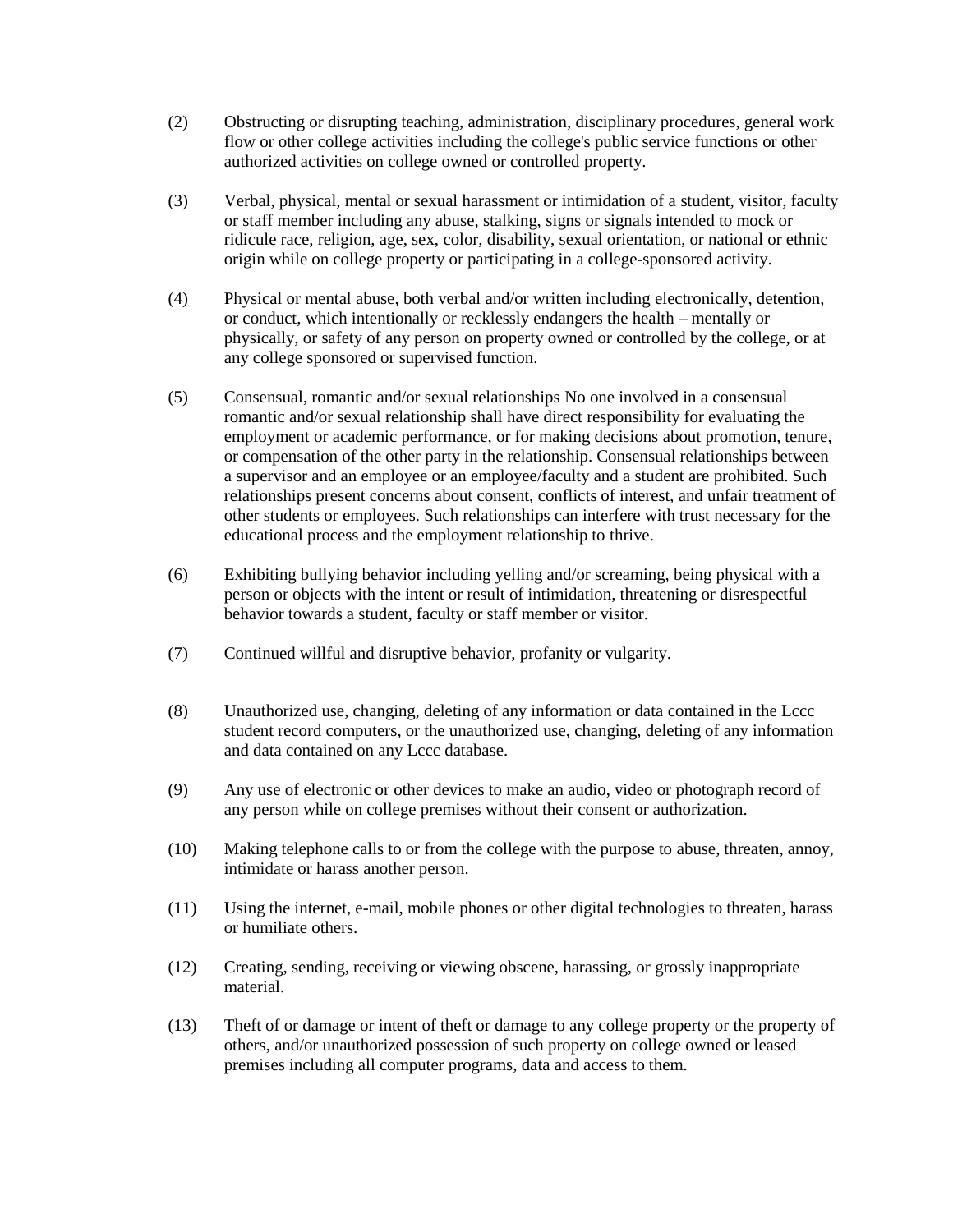(2) Obstructing or disrupting teaching, administration, disciplinary procedures, general work flow or other college activities including the college's public service functions or other authorized activities on college owned or controlled property.

(3) Verbal, physical, mental or sexual harassment or intimidation of a student, visitor, faculty or staff member including any abuse, stalking, signs or signals intended to mock or ridicule race, religion, age, sex, color, disability, sexual orientation, or national or ethnic origin while on college property or participating in a college-sponsored activity.

(4) Physical or mental abuse, both verbal and/or written including electronically, detention, or conduct, which intentionally or recklessly endangers the health – mentally or physically, or safety of any person on property owned or controlled by the college, or at any college sponsored or supervised function.

(5) Consensual, romantic and/or sexual relationships No one involved in a consensual romantic and/or sexual relationship shall have direct responsibility for evaluating the employment or academic performance, or for making decisions about promotion, tenure, or compensation of the other party in the relationship. Consensual relationships between a supervisor and an employee or an employee/faculty and a student are prohibited. Such relationships present concerns about consent, conflicts of interest, and unfair treatment of other students or employees. Such relationships can interfere with trust necessary for the educational process and the employment relationship to thrive.

(6) Exhibiting bullying behavior including yelling and/or screaming, being physical with a person or objects with the intent or result of intimidation, threatening or disrespectful behavior towards a student, faculty or staff member or visitor.

(7) Continued willful and disruptive behavior, profanity or vulgarity.

(8) Unauthorized use, changing, deleting of any information or data contained in the Lccc student record computers, or the unauthorized use, changing, deleting of any information and data contained on any Lccc database.

(9) Any use of electronic or other devices to make an audio, video or photograph record of any person while on college premises without their consent or authorization.

(10) Making telephone calls to or from the college with the purpose to abuse, threaten, annoy, intimidate or harass another person.

(11) Using the internet, e-mail, mobile phones or other digital technologies to threaten, harass or humiliate others.

(12) Creating, sending, receiving or viewing obscene, harassing, or grossly inappropriate material.

(13) Theft of or damage or intent of theft or damage to any college property or the property of others, and/or unauthorized possession of such property on college owned or leased premises including all computer programs, data and access to them.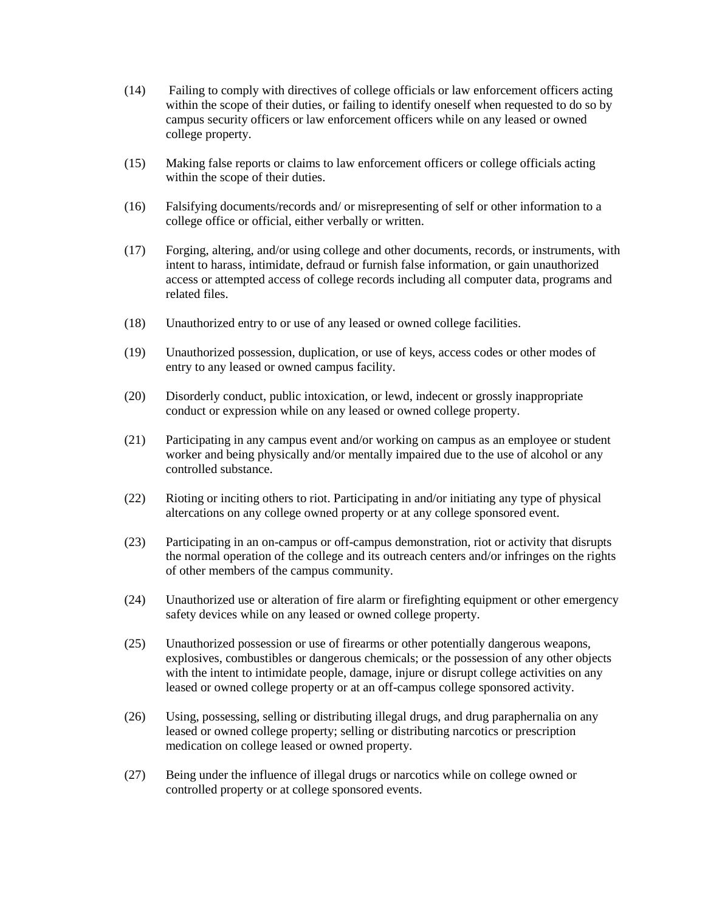(14) Failing to comply with directives of college officials or law enforcement officers acting within the scope of their duties, or failing to identify oneself when requested to do so by campus security officers or law enforcement officers while on any leased or owned college property.

(15) Making false reports or claims to law enforcement officers or college officials acting within the scope of their duties.

(16) Falsifying documents/records and/ or misrepresenting of self or other information to a college office or official, either verbally or written.

(17) Forging, altering, and/or using college and other documents, records, or instruments, with intent to harass, intimidate, defraud or furnish false information, or gain unauthorized access or attempted access of college records including all computer data, programs and related files.

(18) Unauthorized entry to or use of any leased or owned college facilities.

(19) Unauthorized possession, duplication, or use of keys, access codes or other modes of entry to any leased or owned campus facility.

(20) Disorderly conduct, public intoxication, or lewd, indecent or grossly inappropriate conduct or expression while on any leased or owned college property.

(21) Participating in any campus event and/or working on campus as an employee or student worker and being physically and/or mentally impaired due to the use of alcohol or any controlled substance.

(22) Rioting or inciting others to riot. Participating in and/or initiating any type of physical altercations on any college owned property or at any college sponsored event.

(23) Participating in an on-campus or off-campus demonstration, riot or activity that disrupts the normal operation of the college and its outreach centers and/or infringes on the rights of other members of the campus community.

(24) Unauthorized use or alteration of fire alarm or firefighting equipment or other emergency safety devices while on any leased or owned college property.

(25) Unauthorized possession or use of firearms or other potentially dangerous weapons, explosives, combustibles or dangerous chemicals; or the possession of any other objects with the intent to intimidate people, damage, injure or disrupt college activities on any leased or owned college property or at an off-campus college sponsored activity.

(26) Using, possessing, selling or distributing illegal drugs, and drug paraphernalia on any leased or owned college property; selling or distributing narcotics or prescription medication on college leased or owned property.

(27) Being under the influence of illegal drugs or narcotics while on college owned or controlled property or at college sponsored events.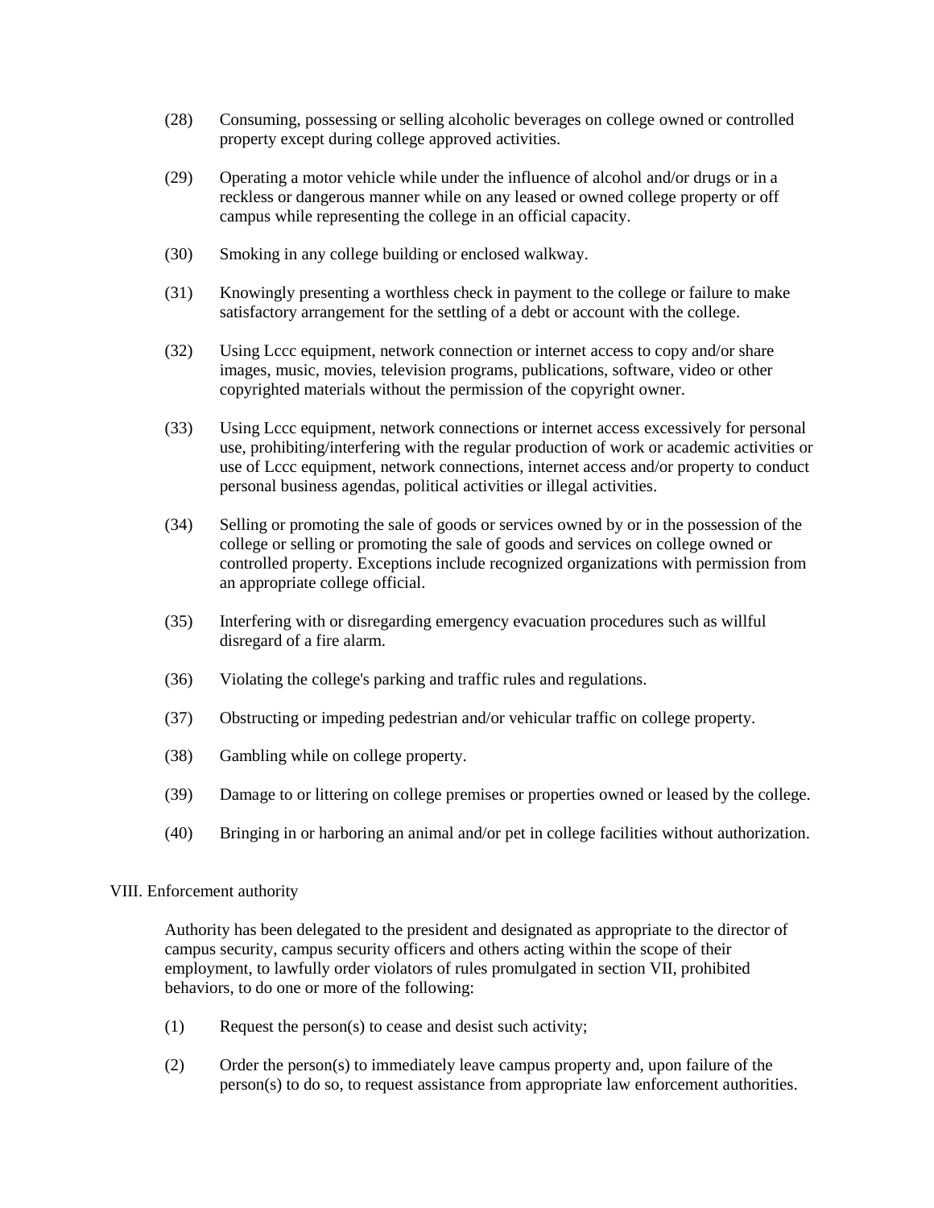(28) Consuming, possessing or selling alcoholic beverages on college owned or controlled property except during college approved activities.

(29) Operating a motor vehicle while under the influence of alcohol and/or drugs or in a reckless or dangerous manner while on any leased or owned college property or off campus while representing the college in an official capacity.

(30) Smoking in any college building or enclosed walkway.

(31) Knowingly presenting a worthless check in payment to the college or failure to make satisfactory arrangement for the settling of a debt or account with the college.

(32) Using Lccc equipment, network connection or internet access to copy and/or share images, music, movies, television programs, publications, software, video or other copyrighted materials without the permission of the copyright owner.

(33) Using Lccc equipment, network connections or internet access excessively for personal use, prohibiting/interfering with the regular production of work or academic activities or use of Lccc equipment, network connections, internet access and/or property to conduct personal business agendas, political activities or illegal activities.

(34) Selling or promoting the sale of goods or services owned by or in the possession of the college or selling or promoting the sale of goods and services on college owned or controlled property. Exceptions include recognized organizations with permission from an appropriate college official.

(35) Interfering with or disregarding emergency evacuation procedures such as willful disregard of a fire alarm.

(36) Violating the college's parking and traffic rules and regulations.

(37) Obstructing or impeding pedestrian and/or vehicular traffic on college property.

(38) Gambling while on college property.

(39) Damage to or littering on college premises or properties owned or leased by the college.

(40) Bringing in or harboring an animal and/or pet in college facilities without authorization.

## VIII. Enforcement authority

Authority has been delegated to the president and designated as appropriate to the director of campus security, campus security officers and others acting within the scope of their employment, to lawfully order violators of rules promulgated in section VII, prohibited behaviors, to do one or more of the following:

(1) Request the person(s) to cease and desist such activity;

(2) Order the person(s) to immediately leave campus property and, upon failure of the person(s) to do so, to request assistance from appropriate law enforcement authorities.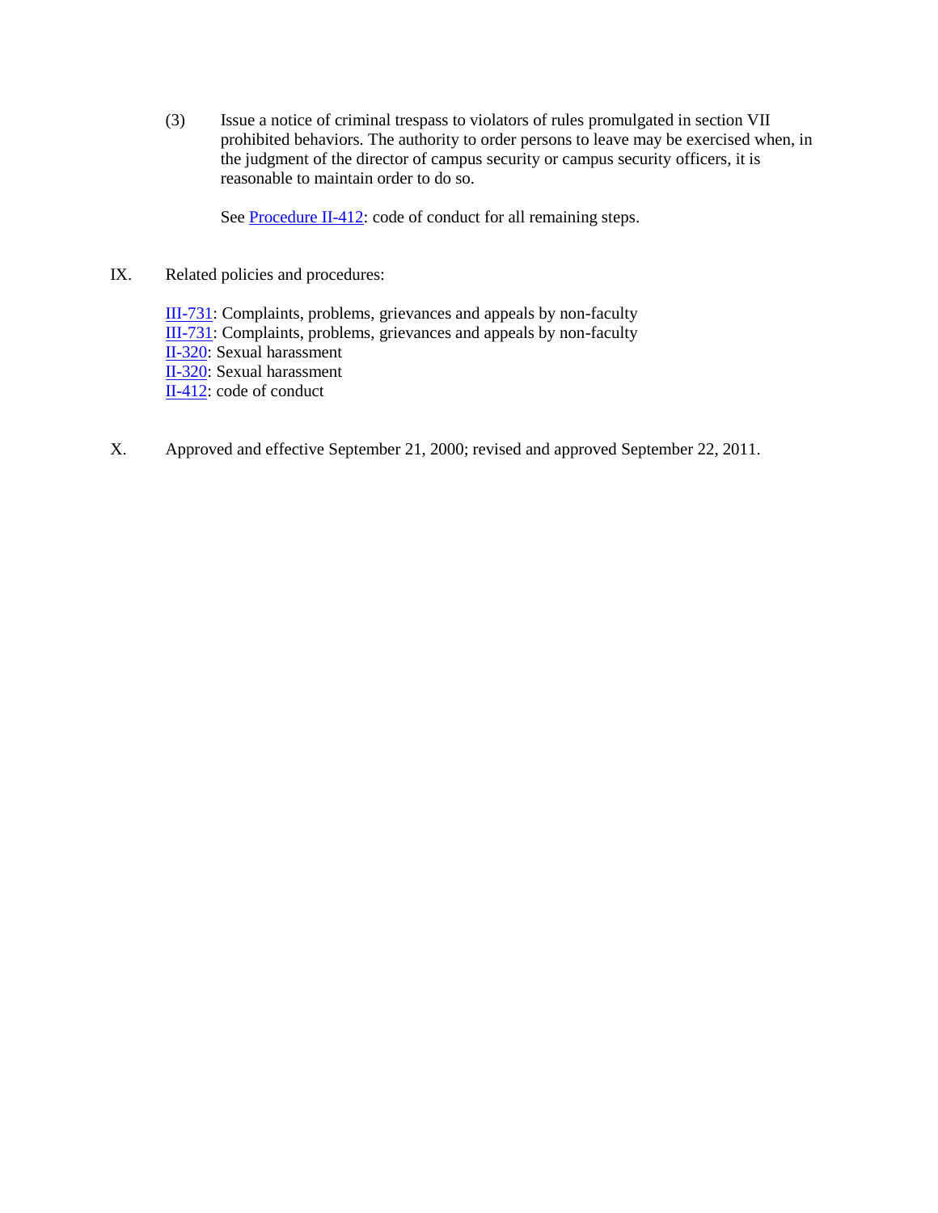(3) Issue a notice of criminal trespass to violators of rules promulgated in section VII prohibited behaviors. The authority to order persons to leave may be exercised when, in the judgment of the director of campus security or campus security officers, it is reasonable to maintain order to do so.

See Procedure II-412: code of conduct for all remaining steps.

IX. Related policies and procedures:

III-731: Complaints, problems, grievances and appeals by non-faculty
III-731: Complaints, problems, grievances and appeals by non-faculty
II-320: Sexual harassment
II-320: Sexual harassment
II-412: code of conduct

X. Approved and effective September 21, 2000; revised and approved September 22, 2011.